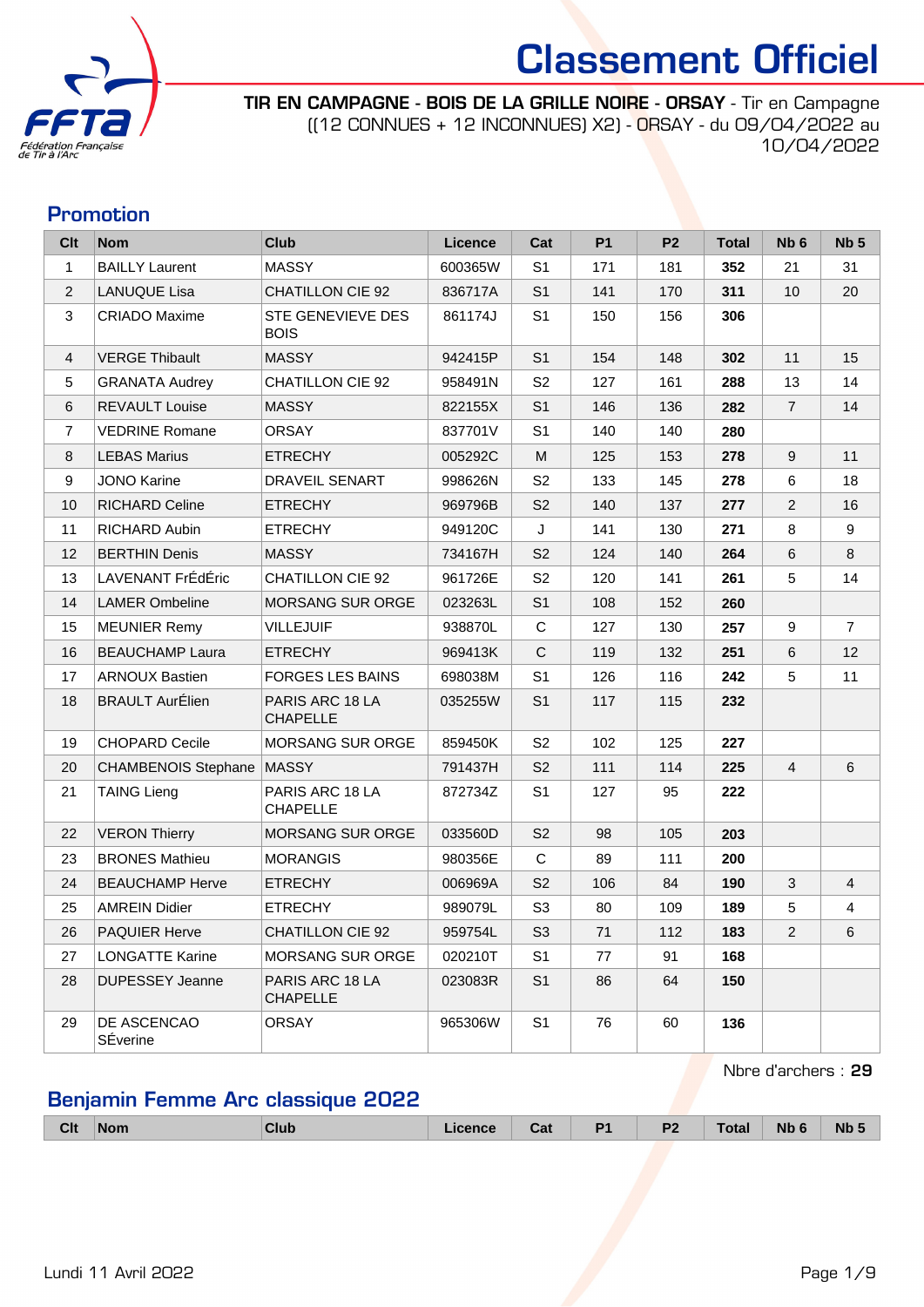# Classement Officiel

**TIR EN CAMPAGNE - BOIS DE LA GRILLE NOIRE - ORSAY** - Tir en Campagne ((12 CONNUES + 12 INCONNUES) X2) - ORSAY - du 09/04/2022 au 10/04/2022

## Promotion

| Clt | Nom | Club | Licence | Cat | P1 | P2 | Total | Nb 6 | Nb 5 |
|---|---|---|---|---|---|---|---|---|---|
| 1 | BAILLY Laurent | MASSY | 600365W | S1 | 171 | 181 | **352** | 21 | 31 |
| 2 | LANUQUE Lisa | CHATILLON CIE 92 | 836717A | S1 | 141 | 170 | **311** | 10 | 20 |
| 3 | CRIADO Maxime | STE GENEVIEVE DES BOIS | 861174J | S1 | 150 | 156 | **306** | | |
| 4 | VERGE Thibault | MASSY | 942415P | S1 | 154 | 148 | **302** | 11 | 15 |
| 5 | GRANATA Audrey | CHATILLON CIE 92 | 958491N | S2 | 127 | 161 | **288** | 13 | 14 |
| 6 | REVAULT Louise | MASSY | 822155X | S1 | 146 | 136 | **282** | 7 | 14 |
| 7 | VEDRINE Romane | ORSAY | 837701V | S1 | 140 | 140 | **280** | | |
| 8 | LEBAS Marius | ETRECHY | 005292C | M | 125 | 153 | **278** | 9 | 11 |
| 9 | JONO Karine | DRAVEIL SENART | 998626N | S2 | 133 | 145 | **278** | 6 | 18 |
| 10 | RICHARD Celine | ETRECHY | 969796B | S2 | 140 | 137 | **277** | 2 | 16 |
| 11 | RICHARD Aubin | ETRECHY | 949120C | J | 141 | 130 | **271** | 8 | 9 |
| 12 | BERTHIN Denis | MASSY | 734167H | S2 | 124 | 140 | **264** | 6 | 8 |
| 13 | LAVENANT FrÉdÉric | CHATILLON CIE 92 | 961726E | S2 | 120 | 141 | **261** | 5 | 14 |
| 14 | LAMER Ombeline | MORSANG SUR ORGE | 023263L | S1 | 108 | 152 | **260** | | |
| 15 | MEUNIER Remy | VILLEJUIF | 938870L | C | 127 | 130 | **257** | 9 | 7 |
| 16 | BEAUCHAMP Laura | ETRECHY | 969413K | C | 119 | 132 | **251** | 6 | 12 |
| 17 | ARNOUX Bastien | FORGES LES BAINS | 698038M | S1 | 126 | 116 | **242** | 5 | 11 |
| 18 | BRAULT AurÉlien | PARIS ARC 18 LA CHAPELLE | 035255W | S1 | 117 | 115 | **232** | | |
| 19 | CHOPARD Cecile | MORSANG SUR ORGE | 859450K | S2 | 102 | 125 | **227** | | |
| 20 | CHAMBENOIS Stephane | MASSY | 791437H | S2 | 111 | 114 | **225** | 4 | 6 |
| 21 | TAING Lieng | PARIS ARC 18 LA CHAPELLE | 872734Z | S1 | 127 | 95 | **222** | | |
| 22 | VERON Thierry | MORSANG SUR ORGE | 033560D | S2 | 98 | 105 | **203** | | |
| 23 | BRONES Mathieu | MORANGIS | 980356E | C | 89 | 111 | **200** | | |
| 24 | BEAUCHAMP Herve | ETRECHY | 006969A | S2 | 106 | 84 | **190** | 3 | 4 |
| 25 | AMREIN Didier | ETRECHY | 989079L | S3 | 80 | 109 | **189** | 5 | 4 |
| 26 | PAQUIER Herve | CHATILLON CIE 92 | 959754L | S3 | 71 | 112 | **183** | 2 | 6 |
| 27 | LONGATTE Karine | MORSANG SUR ORGE | 020210T | S1 | 77 | 91 | **168** | | |
| 28 | DUPESSEY Jeanne | PARIS ARC 18 LA CHAPELLE | 023083R | S1 | 86 | 64 | **150** | | |
| 29 | DE ASCENCAO SÉverine | ORSAY | 965306W | S1 | 76 | 60 | **136** | | |

Nbre d'archers : **29**

## Benjamin Femme Arc classique 2022

| Clt | Nom | Club | Licence | Cat | P1 | P2 | Total | Nb 6 | Nb 5 |
|---|---|---|---|---|---|---|---|---|---|

Lundi 11 Avril 2022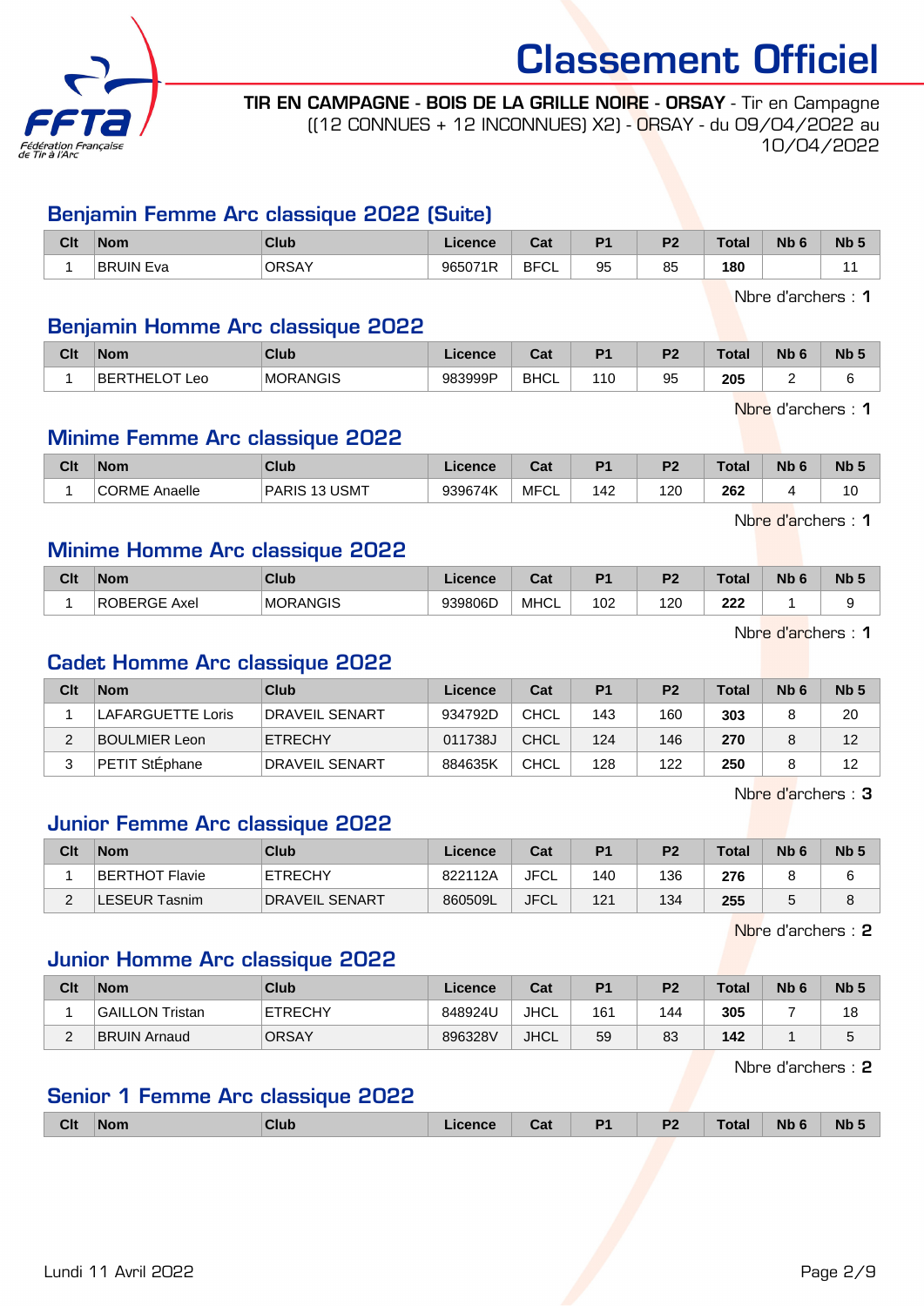# Classement Officiel

**TIR EN CAMPAGNE - BOIS DE LA GRILLE NOIRE - ORSAY** - Tir en Campagne ((12 CONNUES + 12 INCONNUES) X2) - ORSAY - du 09/04/2022 au 10/04/2022

## Benjamin Femme Arc classique 2022 (Suite)

| Clt | Nom | Club | Licence | Cat | P1 | P2 | Total | Nb 6 | Nb 5 |
|---|---|---|---|---|---|---|---|---|---|
| 1 | BRUIN Eva | ORSAY | 965071R | BFCL | 95 | 85 | **180** | | 11 |

Nbre d'archers : **1**

## Benjamin Homme Arc classique 2022

| Clt | Nom | Club | Licence | Cat | P1 | P2 | Total | Nb 6 | Nb 5 |
|---|---|---|---|---|---|---|---|---|---|
| 1 | BERTHELOT Leo | MORANGIS | 983999P | BHCL | 110 | 95 | **205** | 2 | 6 |

Nbre d'archers : **1**

## Minime Femme Arc classique 2022

| Clt | Nom | Club | Licence | Cat | P1 | P2 | Total | Nb 6 | Nb 5 |
|---|---|---|---|---|---|---|---|---|---|
| 1 | CORME Anaelle | PARIS 13 USMT | 939674K | MFCL | 142 | 120 | **262** | 4 | 10 |

Nbre d'archers : **1**

## Minime Homme Arc classique 2022

| Clt | Nom | Club | Licence | Cat | P1 | P2 | Total | Nb 6 | Nb 5 |
|---|---|---|---|---|---|---|---|---|---|
| 1 | ROBERGE Axel | MORANGIS | 939806D | MHCL | 102 | 120 | **222** | 1 | 9 |

Nbre d'archers : **1**

## Cadet Homme Arc classique 2022

| Clt | Nom | Club | Licence | Cat | P1 | P2 | Total | Nb 6 | Nb 5 |
|---|---|---|---|---|---|---|---|---|---|
| 1 | LAFARGUETTE Loris | DRAVEIL SENART | 934792D | CHCL | 143 | 160 | **303** | 8 | 20 |
| 2 | BOULMIER Leon | ETRECHY | 011738J | CHCL | 124 | 146 | **270** | 8 | 12 |
| 3 | PETIT StÉphane | DRAVEIL SENART | 884635K | CHCL | 128 | 122 | **250** | 8 | 12 |

Nbre d'archers : **3**

## Junior Femme Arc classique 2022

| Clt | Nom | Club | Licence | Cat | P1 | P2 | Total | Nb 6 | Nb 5 |
|---|---|---|---|---|---|---|---|---|---|
| 1 | BERTHOT Flavie | ETRECHY | 822112A | JFCL | 140 | 136 | **276** | 8 | 6 |
| 2 | LESEUR Tasnim | DRAVEIL SENART | 860509L | JFCL | 121 | 134 | **255** | 5 | 8 |

Nbre d'archers : **2**

## Junior Homme Arc classique 2022

| Clt | Nom | Club | Licence | Cat | P1 | P2 | Total | Nb 6 | Nb 5 |
|---|---|---|---|---|---|---|---|---|---|
| 1 | GAILLON Tristan | ETRECHY | 848924U | JHCL | 161 | 144 | **305** | 7 | 18 |
| 2 | BRUIN Arnaud | ORSAY | 896328V | JHCL | 59 | 83 | **142** | 1 | 5 |

Nbre d'archers : **2**

## Senior 1 Femme Arc classique 2022

| Clt | Nom | Club | Licence | Cat | P1 | P2 | Total | Nb 6 | Nb 5 |
|---|---|---|---|---|---|---|---|---|---|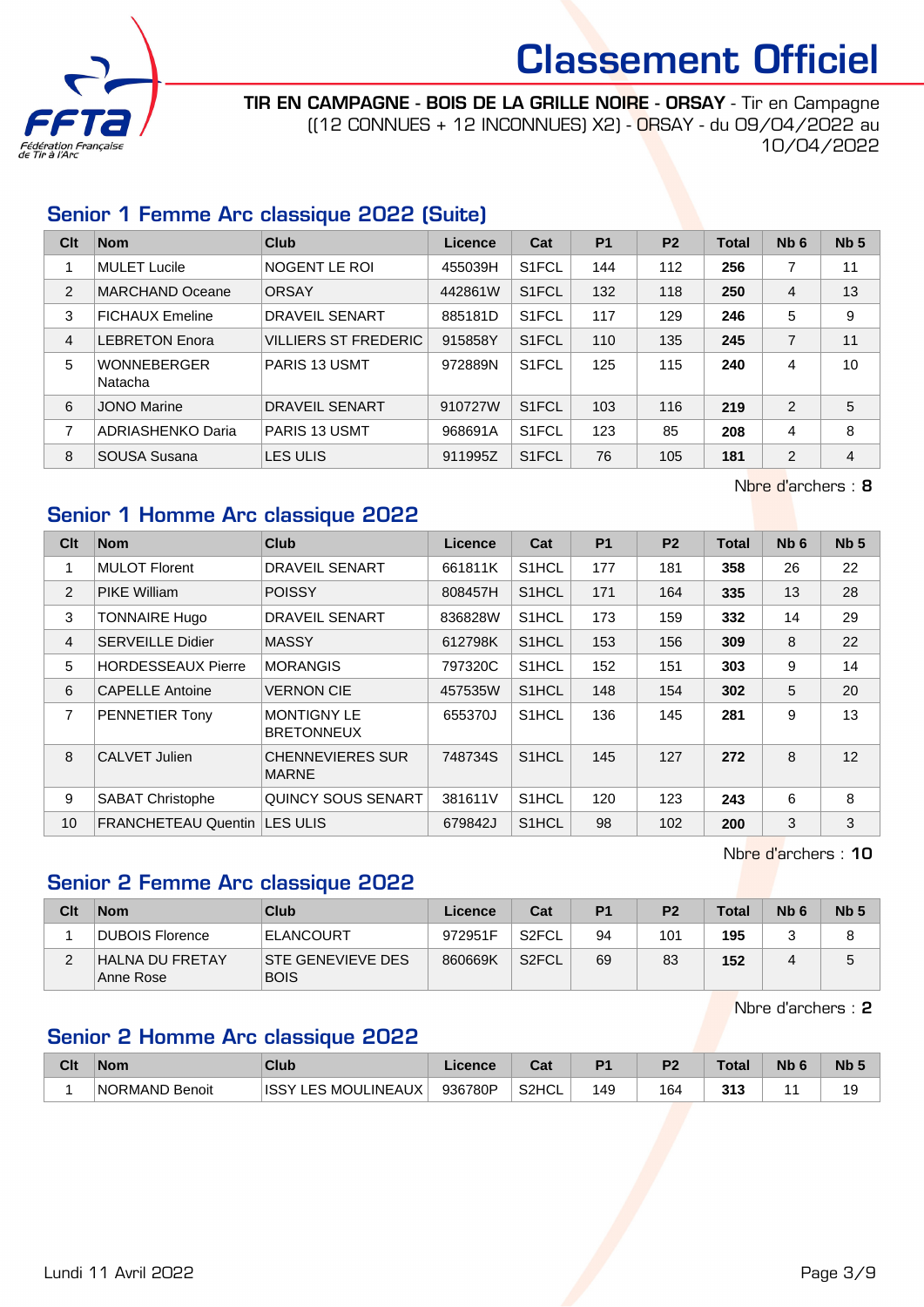# Classement Officiel

**TIR EN CAMPAGNE - BOIS DE LA GRILLE NOIRE - ORSAY** - Tir en Campagne ((12 CONNUES + 12 INCONNUES) X2) - ORSAY - du 09/04/2022 au 10/04/2022

## Senior 1 Femme Arc classique 2022 (Suite)

| Clt | Nom | Club | Licence | Cat | P1 | P2 | Total | Nb 6 | Nb 5 |
|---|---|---|---|---|---|---|---|---|---|
| 1 | MULET Lucile | NOGENT LE ROI | 455039H | S1FCL | 144 | 112 | **256** | 7 | 11 |
| 2 | MARCHAND Oceane | ORSAY | 442861W | S1FCL | 132 | 118 | **250** | 4 | 13 |
| 3 | FICHAUX Emeline | DRAVEIL SENART | 885181D | S1FCL | 117 | 129 | **246** | 5 | 9 |
| 4 | LEBRETON Enora | VILLIERS ST FREDERIC | 915858Y | S1FCL | 110 | 135 | **245** | 7 | 11 |
| 5 | WONNEBERGER Natacha | PARIS 13 USMT | 972889N | S1FCL | 125 | 115 | **240** | 4 | 10 |
| 6 | JONO Marine | DRAVEIL SENART | 910727W | S1FCL | 103 | 116 | **219** | 2 | 5 |
| 7 | ADRIASHENKO Daria | PARIS 13 USMT | 968691A | S1FCL | 123 | 85 | **208** | 4 | 8 |
| 8 | SOUSA Susana | LES ULIS | 911995Z | S1FCL | 76 | 105 | **181** | 2 | 4 |

Nbre d'archers : **8**

## Senior 1 Homme Arc classique 2022

| Clt | Nom | Club | Licence | Cat | P1 | P2 | Total | Nb 6 | Nb 5 |
|---|---|---|---|---|---|---|---|---|---|
| 1 | MULOT Florent | DRAVEIL SENART | 661811K | S1HCL | 177 | 181 | **358** | 26 | 22 |
| 2 | PIKE William | POISSY | 808457H | S1HCL | 171 | 164 | **335** | 13 | 28 |
| 3 | TONNAIRE Hugo | DRAVEIL SENART | 836828W | S1HCL | 173 | 159 | **332** | 14 | 29 |
| 4 | SERVEILLE Didier | MASSY | 612798K | S1HCL | 153 | 156 | **309** | 8 | 22 |
| 5 | HORDESSEAUX Pierre | MORANGIS | 797320C | S1HCL | 152 | 151 | **303** | 9 | 14 |
| 6 | CAPELLE Antoine | VERNON CIE | 457535W | S1HCL | 148 | 154 | **302** | 5 | 20 |
| 7 | PENNETIER Tony | MONTIGNY LE BRETONNEUX | 655370J | S1HCL | 136 | 145 | **281** | 9 | 13 |
| 8 | CALVET Julien | CHENNEVIERES SUR MARNE | 748734S | S1HCL | 145 | 127 | **272** | 8 | 12 |
| 9 | SABAT Christophe | QUINCY SOUS SENART | 381611V | S1HCL | 120 | 123 | **243** | 6 | 8 |
| 10 | FRANCHETEAU Quentin | LES ULIS | 679842J | S1HCL | 98 | 102 | **200** | 3 | 3 |

Nbre d'archers : **10**

## Senior 2 Femme Arc classique 2022

| Clt | Nom | Club | Licence | Cat | P1 | P2 | Total | Nb 6 | Nb 5 |
|---|---|---|---|---|---|---|---|---|---|
| 1 | DUBOIS Florence | ELANCOURT | 972951F | S2FCL | 94 | 101 | **195** | 3 | 8 |
| 2 | HALNA DU FRETAY Anne Rose | STE GENEVIEVE DES BOIS | 860669K | S2FCL | 69 | 83 | **152** | 4 | 5 |

Nbre d'archers : **2**

## Senior 2 Homme Arc classique 2022

| Clt | Nom | Club | Licence | Cat | P1 | P2 | Total | Nb 6 | Nb 5 |
|---|---|---|---|---|---|---|---|---|---|
| 1 | NORMAND Benoit | ISSY LES MOULINEAUX | 936780P | S2HCL | 149 | 164 | **313** | 11 | 19 |

Lundi 11 Avril 2022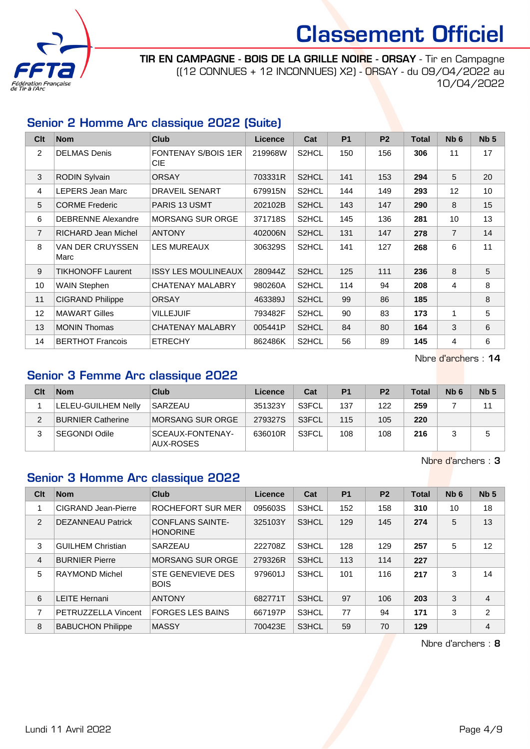# Classement Officiel

**TIR EN CAMPAGNE - BOIS DE LA GRILLE NOIRE - ORSAY** - Tir en Campagne ((12 CONNUES + 12 INCONNUES) X2) - ORSAY - du 09/04/2022 au 10/04/2022

## Senior 2 Homme Arc classique 2022 (Suite)

| Clt | Nom | Club | Licence | Cat | P1 | P2 | Total | Nb 6 | Nb 5 |
|---|---|---|---|---|---|---|---|---|---|
| 2 | DELMAS Denis | FONTENAY S/BOIS 1ER CIE | 219968W | S2HCL | 150 | 156 | **306** | 11 | 17 |
| 3 | RODIN Sylvain | ORSAY | 703331R | S2HCL | 141 | 153 | **294** | 5 | 20 |
| 4 | LEPERS Jean Marc | DRAVEIL SENART | 679915N | S2HCL | 144 | 149 | **293** | 12 | 10 |
| 5 | CORME Frederic | PARIS 13 USMT | 202102B | S2HCL | 143 | 147 | **290** | 8 | 15 |
| 6 | DEBRENNE Alexandre | MORSANG SUR ORGE | 371718S | S2HCL | 145 | 136 | **281** | 10 | 13 |
| 7 | RICHARD Jean Michel | ANTONY | 402006N | S2HCL | 131 | 147 | **278** | 7 | 14 |
| 8 | VAN DER CRUYSSEN Marc | LES MUREAUX | 306329S | S2HCL | 141 | 127 | **268** | 6 | 11 |
| 9 | TIKHONOFF Laurent | ISSY LES MOULINEAUX | 280944Z | S2HCL | 125 | 111 | **236** | 8 | 5 |
| 10 | WAIN Stephen | CHATENAY MALABRY | 980260A | S2HCL | 114 | 94 | **208** | 4 | 8 |
| 11 | CIGRAND Philippe | ORSAY | 463389J | S2HCL | 99 | 86 | **185** | | 8 |
| 12 | MAWART Gilles | VILLEJUIF | 793482F | S2HCL | 90 | 83 | **173** | 1 | 5 |
| 13 | MONIN Thomas | CHATENAY MALABRY | 005441P | S2HCL | 84 | 80 | **164** | 3 | 6 |
| 14 | BERTHOT Francois | ETRECHY | 862486K | S2HCL | 56 | 89 | **145** | 4 | 6 |

Nbre d'archers : **14**

## Senior 3 Femme Arc classique 2022

| Clt | Nom | Club | Licence | Cat | P1 | P2 | Total | Nb 6 | Nb 5 |
|---|---|---|---|---|---|---|---|---|---|
| 1 | LELEU-GUILHEM Nelly | SARZEAU | 351323Y | S3FCL | 137 | 122 | **259** | 7 | 11 |
| 2 | BURNIER Catherine | MORSANG SUR ORGE | 279327S | S3FCL | 115 | 105 | **220** | | |
| 3 | SEGONDI Odile | SCEAUX-FONTENAY-AUX-ROSES | 636010R | S3FCL | 108 | 108 | **216** | 3 | 5 |

Nbre d'archers : **3**

## Senior 3 Homme Arc classique 2022

| Clt | Nom | Club | Licence | Cat | P1 | P2 | Total | Nb 6 | Nb 5 |
|---|---|---|---|---|---|---|---|---|---|
| 1 | CIGRAND Jean-Pierre | ROCHEFORT SUR MER | 095603S | S3HCL | 152 | 158 | **310** | 10 | 18 |
| 2 | DEZANNEAU Patrick | CONFLANS SAINTE-HONORINE | 325103Y | S3HCL | 129 | 145 | **274** | 5 | 13 |
| 3 | GUILHEM Christian | SARZEAU | 222708Z | S3HCL | 128 | 129 | **257** | 5 | 12 |
| 4 | BURNIER Pierre | MORSANG SUR ORGE | 279326R | S3HCL | 113 | 114 | **227** | | |
| 5 | RAYMOND Michel | STE GENEVIEVE DES BOIS | 979601J | S3HCL | 101 | 116 | **217** | 3 | 14 |
| 6 | LEITE Hernani | ANTONY | 682771T | S3HCL | 97 | 106 | **203** | 3 | 4 |
| 7 | PETRUZZELLA Vincent | FORGES LES BAINS | 667197P | S3HCL | 77 | 94 | **171** | 3 | 2 |
| 8 | BABUCHON Philippe | MASSY | 700423E | S3HCL | 59 | 70 | **129** | | 4 |

Nbre d'archers : **8**

Lundi 11 Avril 2022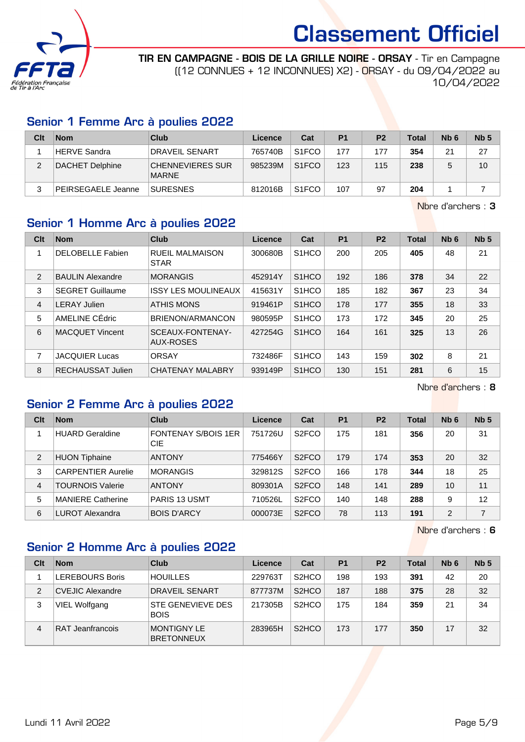# Classement Officiel

**TIR EN CAMPAGNE - BOIS DE LA GRILLE NOIRE - ORSAY** - Tir en Campagne ((12 CONNUES + 12 INCONNUES) X2) - ORSAY - du 09/04/2022 au 10/04/2022

## Senior 1 Femme Arc à poulies 2022

| Clt | Nom | Club | Licence | Cat | P1 | P2 | Total | Nb 6 | Nb 5 |
|---|---|---|---|---|---|---|---|---|---|
| 1 | HERVE Sandra | DRAVEIL SENART | 765740B | S1FCO | 177 | 177 | **354** | 21 | 27 |
| 2 | DACHET Delphine | CHENNEVIERES SUR MARNE | 985239M | S1FCO | 123 | 115 | **238** | 5 | 10 |
| 3 | PEIRSEGAELE Jeanne | SURESNES | 812016B | S1FCO | 107 | 97 | **204** | 1 | 7 |

Nbre d'archers : **3**

## Senior 1 Homme Arc à poulies 2022

| Clt | Nom | Club | Licence | Cat | P1 | P2 | Total | Nb 6 | Nb 5 |
|---|---|---|---|---|---|---|---|---|---|
| 1 | DELOBELLE Fabien | RUEIL MALMAISON STAR | 300680B | S1HCO | 200 | 205 | **405** | 48 | 21 |
| 2 | BAULIN Alexandre | MORANGIS | 452914Y | S1HCO | 192 | 186 | **378** | 34 | 22 |
| 3 | SEGRET Guillaume | ISSY LES MOULINEAUX | 415631Y | S1HCO | 185 | 182 | **367** | 23 | 34 |
| 4 | LERAY Julien | ATHIS MONS | 919461P | S1HCO | 178 | 177 | **355** | 18 | 33 |
| 5 | AMELINE CÉdric | BRIENON/ARMANCON | 980595P | S1HCO | 173 | 172 | **345** | 20 | 25 |
| 6 | MACQUET Vincent | SCEAUX-FONTENAY-AUX-ROSES | 427254G | S1HCO | 164 | 161 | **325** | 13 | 26 |
| 7 | JACQUIER Lucas | ORSAY | 732486F | S1HCO | 143 | 159 | **302** | 8 | 21 |
| 8 | RECHAUSSAT Julien | CHATENAY MALABRY | 939149P | S1HCO | 130 | 151 | **281** | 6 | 15 |

Nbre d'archers : **8**

## Senior 2 Femme Arc à poulies 2022

| Clt | Nom | Club | Licence | Cat | P1 | P2 | Total | Nb 6 | Nb 5 |
|---|---|---|---|---|---|---|---|---|---|
| 1 | HUARD Geraldine | FONTENAY S/BOIS 1ER CIE | 751726U | S2FCO | 175 | 181 | **356** | 20 | 31 |
| 2 | HUON Tiphaine | ANTONY | 775466Y | S2FCO | 179 | 174 | **353** | 20 | 32 |
| 3 | CARPENTIER Aurelie | MORANGIS | 329812S | S2FCO | 166 | 178 | **344** | 18 | 25 |
| 4 | TOURNOIS Valerie | ANTONY | 809301A | S2FCO | 148 | 141 | **289** | 10 | 11 |
| 5 | MANIERE Catherine | PARIS 13 USMT | 710526L | S2FCO | 140 | 148 | **288** | 9 | 12 |
| 6 | LUROT Alexandra | BOIS D'ARCY | 000073E | S2FCO | 78 | 113 | **191** | 2 | 7 |

Nbre d'archers : **6**

## Senior 2 Homme Arc à poulies 2022

| Clt | Nom | Club | Licence | Cat | P1 | P2 | Total | Nb 6 | Nb 5 |
|---|---|---|---|---|---|---|---|---|---|
| 1 | LEREBOURS Boris | HOUILLES | 229763T | S2HCO | 198 | 193 | **391** | 42 | 20 |
| 2 | CVEJIC Alexandre | DRAVEIL SENART | 877737M | S2HCO | 187 | 188 | **375** | 28 | 32 |
| 3 | VIEL Wolfgang | STE GENEVIEVE DES BOIS | 217305B | S2HCO | 175 | 184 | **359** | 21 | 34 |
| 4 | RAT Jeanfrancois | MONTIGNY LE BRETONNEUX | 283965H | S2HCO | 173 | 177 | **350** | 17 | 32 |

Lundi 11 Avril 2022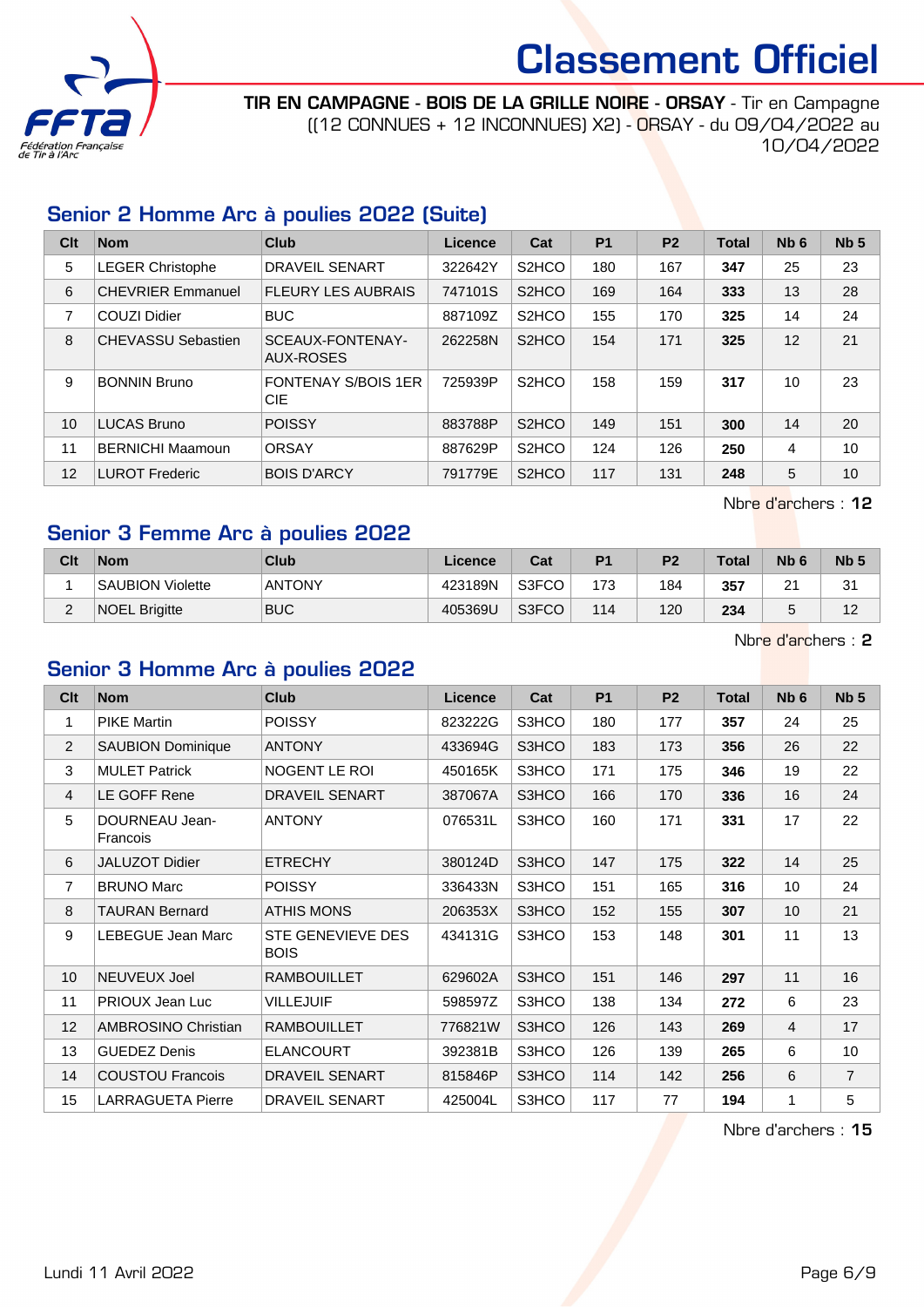# Classement Officiel

**TIR EN CAMPAGNE - BOIS DE LA GRILLE NOIRE - ORSAY** - Tir en Campagne ((12 CONNUES + 12 INCONNUES) X2) - ORSAY - du 09/04/2022 au 10/04/2022

## Senior 2 Homme Arc à poulies 2022 (Suite)

| Clt | Nom | Club | Licence | Cat | P1 | P2 | Total | Nb 6 | Nb 5 |
|---|---|---|---|---|---|---|---|---|---|
| 5 | LEGER Christophe | DRAVEIL SENART | 322642Y | S2HCO | 180 | 167 | **347** | 25 | 23 |
| 6 | CHEVRIER Emmanuel | FLEURY LES AUBRAIS | 747101S | S2HCO | 169 | 164 | **333** | 13 | 28 |
| 7 | COUZI Didier | BUC | 887109Z | S2HCO | 155 | 170 | **325** | 14 | 24 |
| 8 | CHEVASSU Sebastien | SCEAUX-FONTENAY-AUX-ROSES | 262258N | S2HCO | 154 | 171 | **325** | 12 | 21 |
| 9 | BONNIN Bruno | FONTENAY S/BOIS 1ER CIE | 725939P | S2HCO | 158 | 159 | **317** | 10 | 23 |
| 10 | LUCAS Bruno | POISSY | 883788P | S2HCO | 149 | 151 | **300** | 14 | 20 |
| 11 | BERNICHI Maamoun | ORSAY | 887629P | S2HCO | 124 | 126 | **250** | 4 | 10 |
| 12 | LUROT Frederic | BOIS D'ARCY | 791779E | S2HCO | 117 | 131 | **248** | 5 | 10 |

Nbre d'archers : **12**

## Senior 3 Femme Arc à poulies 2022

| Clt | Nom | Club | Licence | Cat | P1 | P2 | Total | Nb 6 | Nb 5 |
|---|---|---|---|---|---|---|---|---|---|
| 1 | SAUBION Violette | ANTONY | 423189N | S3FCO | 173 | 184 | **357** | 21 | 31 |
| 2 | NOEL Brigitte | BUC | 405369U | S3FCO | 114 | 120 | **234** | 5 | 12 |

Nbre d'archers : **2**

## Senior 3 Homme Arc à poulies 2022

| Clt | Nom | Club | Licence | Cat | P1 | P2 | Total | Nb 6 | Nb 5 |
|---|---|---|---|---|---|---|---|---|---|
| 1 | PIKE Martin | POISSY | 823222G | S3HCO | 180 | 177 | **357** | 24 | 25 |
| 2 | SAUBION Dominique | ANTONY | 433694G | S3HCO | 183 | 173 | **356** | 26 | 22 |
| 3 | MULET Patrick | NOGENT LE ROI | 450165K | S3HCO | 171 | 175 | **346** | 19 | 22 |
| 4 | LE GOFF Rene | DRAVEIL SENART | 387067A | S3HCO | 166 | 170 | **336** | 16 | 24 |
| 5 | DOURNEAU Jean-Francois | ANTONY | 076531L | S3HCO | 160 | 171 | **331** | 17 | 22 |
| 6 | JALUZOT Didier | ETRECHY | 380124D | S3HCO | 147 | 175 | **322** | 14 | 25 |
| 7 | BRUNO Marc | POISSY | 336433N | S3HCO | 151 | 165 | **316** | 10 | 24 |
| 8 | TAURAN Bernard | ATHIS MONS | 206353X | S3HCO | 152 | 155 | **307** | 10 | 21 |
| 9 | LEBEGUE Jean Marc | STE GENEVIEVE DES BOIS | 434131G | S3HCO | 153 | 148 | **301** | 11 | 13 |
| 10 | NEUVEUX Joel | RAMBOUILLET | 629602A | S3HCO | 151 | 146 | **297** | 11 | 16 |
| 11 | PRIOUX Jean Luc | VILLEJUIF | 598597Z | S3HCO | 138 | 134 | **272** | 6 | 23 |
| 12 | AMBROSINO Christian | RAMBOUILLET | 776821W | S3HCO | 126 | 143 | **269** | 4 | 17 |
| 13 | GUEDEZ Denis | ELANCOURT | 392381B | S3HCO | 126 | 139 | **265** | 6 | 10 |
| 14 | COUSTOU Francois | DRAVEIL SENART | 815846P | S3HCO | 114 | 142 | **256** | 6 | 7 |
| 15 | LARRAGUETA Pierre | DRAVEIL SENART | 425004L | S3HCO | 117 | 77 | **194** | 1 | 5 |

Nbre d'archers : **15**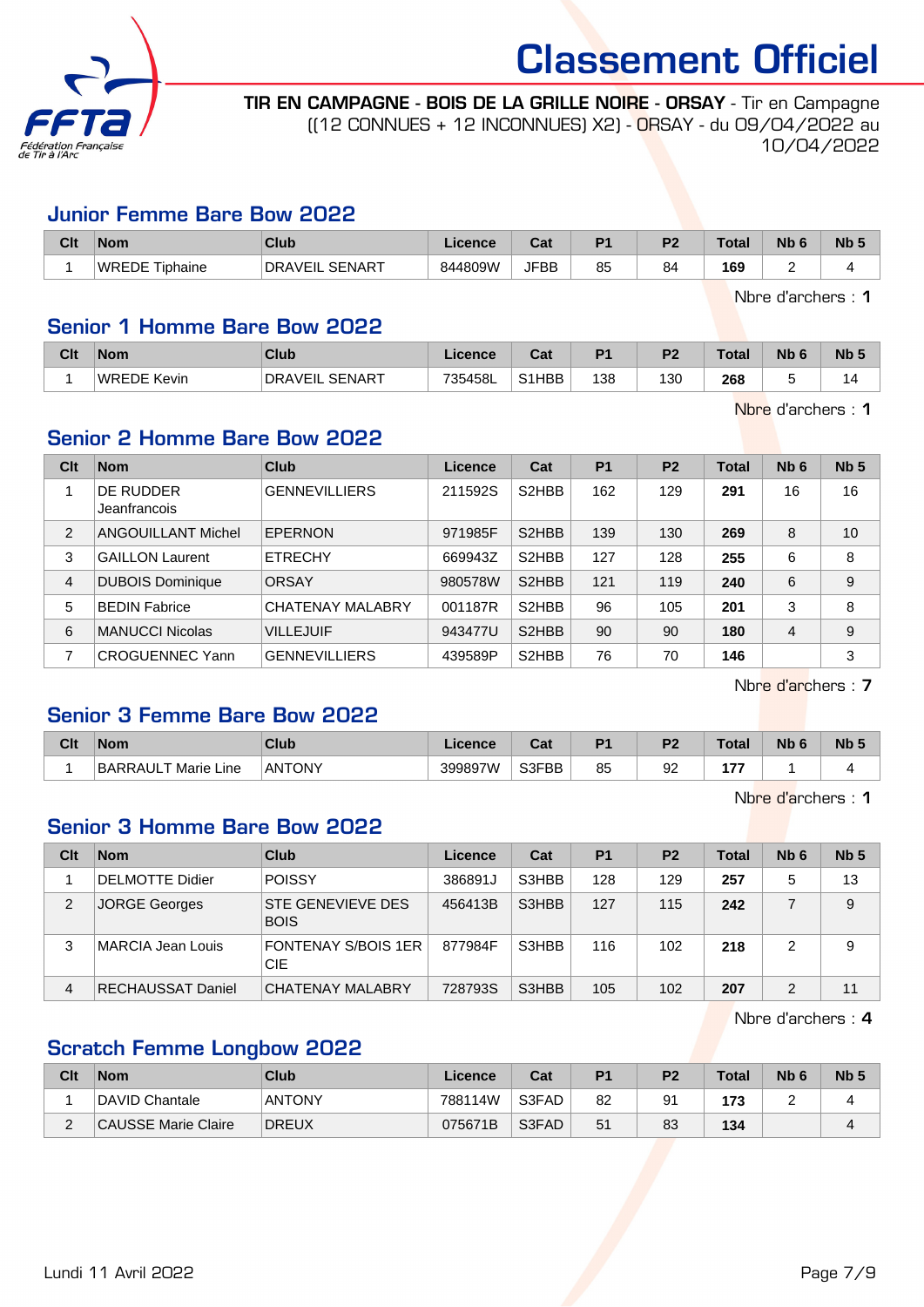# Classement Officiel

**TIR EN CAMPAGNE - BOIS DE LA GRILLE NOIRE - ORSAY** - Tir en Campagne ((12 CONNUES + 12 INCONNUES) X2) - ORSAY - du 09/04/2022 au 10/04/2022

## Junior Femme Bare Bow 2022

| Clt | Nom | Club | Licence | Cat | P1 | P2 | Total | Nb 6 | Nb 5 |
|---|---|---|---|---|---|---|---|---|---|
| 1 | WREDE Tiphaine | DRAVEIL SENART | 844809W | JFBB | 85 | 84 | **169** | 2 | 4 |

Nbre d'archers : **1**

## Senior 1 Homme Bare Bow 2022

| Clt | Nom | Club | Licence | Cat | P1 | P2 | Total | Nb 6 | Nb 5 |
|---|---|---|---|---|---|---|---|---|---|
| 1 | WREDE Kevin | DRAVEIL SENART | 735458L | S1HBB | 138 | 130 | **268** | 5 | 14 |

Nbre d'archers : **1**

## Senior 2 Homme Bare Bow 2022

| Clt | Nom | Club | Licence | Cat | P1 | P2 | Total | Nb 6 | Nb 5 |
|---|---|---|---|---|---|---|---|---|---|
| 1 | DE RUDDER Jeanfrancois | GENNEVILLIERS | 211592S | S2HBB | 162 | 129 | **291** | 16 | 16 |
| 2 | ANGOUILLANT Michel | EPERNON | 971985F | S2HBB | 139 | 130 | **269** | 8 | 10 |
| 3 | GAILLON Laurent | ETRECHY | 669943Z | S2HBB | 127 | 128 | **255** | 6 | 8 |
| 4 | DUBOIS Dominique | ORSAY | 980578W | S2HBB | 121 | 119 | **240** | 6 | 9 |
| 5 | BEDIN Fabrice | CHATENAY MALABRY | 001187R | S2HBB | 96 | 105 | **201** | 3 | 8 |
| 6 | MANUCCI Nicolas | VILLEJUIF | 943477U | S2HBB | 90 | 90 | **180** | 4 | 9 |
| 7 | CROGUENNEC Yann | GENNEVILLIERS | 439589P | S2HBB | 76 | 70 | **146** | | 3 |

Nbre d'archers : **7**

## Senior 3 Femme Bare Bow 2022

| Clt | Nom | Club | Licence | Cat | P1 | P2 | Total | Nb 6 | Nb 5 |
|---|---|---|---|---|---|---|---|---|---|
| 1 | BARRAULT Marie Line | ANTONY | 399897W | S3FBB | 85 | 92 | **177** | 1 | 4 |

Nbre d'archers : **1**

## Senior 3 Homme Bare Bow 2022

| Clt | Nom | Club | Licence | Cat | P1 | P2 | Total | Nb 6 | Nb 5 |
|---|---|---|---|---|---|---|---|---|---|
| 1 | DELMOTTE Didier | POISSY | 386891J | S3HBB | 128 | 129 | **257** | 5 | 13 |
| 2 | JORGE Georges | STE GENEVIEVE DES BOIS | 456413B | S3HBB | 127 | 115 | **242** | 7 | 9 |
| 3 | MARCIA Jean Louis | FONTENAY S/BOIS 1ER CIE | 877984F | S3HBB | 116 | 102 | **218** | 2 | 9 |
| 4 | RECHAUSSAT Daniel | CHATENAY MALABRY | 728793S | S3HBB | 105 | 102 | **207** | 2 | 11 |

Nbre d'archers : **4**

## Scratch Femme Longbow 2022

| Clt | Nom | Club | Licence | Cat | P1 | P2 | Total | Nb 6 | Nb 5 |
|---|---|---|---|---|---|---|---|---|---|
| 1 | DAVID Chantale | ANTONY | 788114W | S3FAD | 82 | 91 | **173** | 2 | 4 |
| 2 | CAUSSE Marie Claire | DREUX | 075671B | S3FAD | 51 | 83 | **134** | | 4 |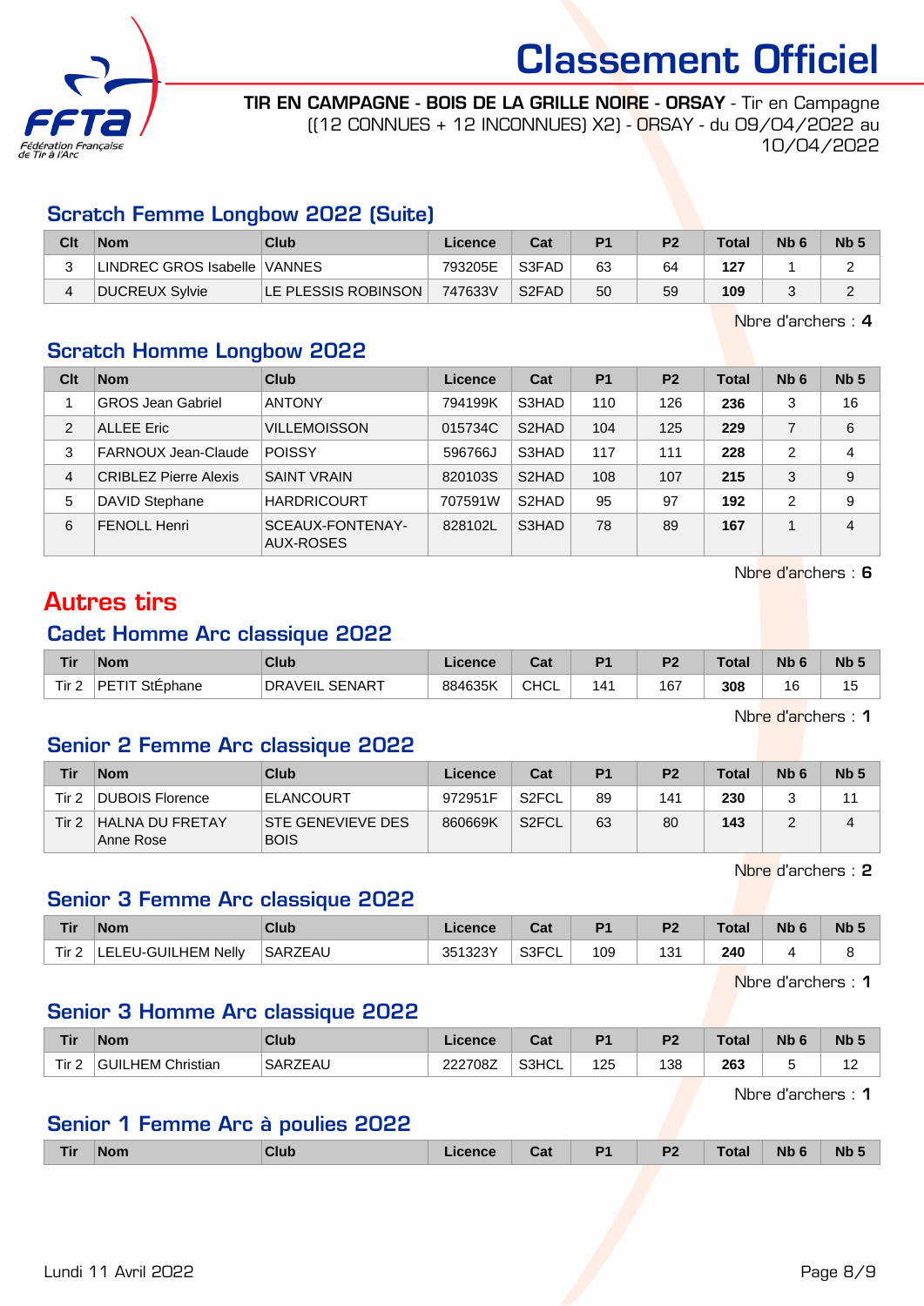# Classement Officiel

**TIR EN CAMPAGNE - BOIS DE LA GRILLE NOIRE - ORSAY** - Tir en Campagne ((12 CONNUES + 12 INCONNUES) X2) - ORSAY - du 09/04/2022 au 10/04/2022

## Scratch Femme Longbow 2022 (Suite)

| Clt | Nom | Club | Licence | Cat | P1 | P2 | Total | Nb 6 | Nb 5 |
|---|---|---|---|---|---|---|---|---|---|
| 3 | LINDREC GROS Isabelle | VANNES | 793205E | S3FAD | 63 | 64 | **127** | 1 | 2 |
| 4 | DUCREUX Sylvie | LE PLESSIS ROBINSON | 747633V | S2FAD | 50 | 59 | **109** | 3 | 2 |

Nbre d'archers : **4**

## Scratch Homme Longbow 2022

| Clt | Nom | Club | Licence | Cat | P1 | P2 | Total | Nb 6 | Nb 5 |
|---|---|---|---|---|---|---|---|---|---|
| 1 | GROS Jean Gabriel | ANTONY | 794199K | S3HAD | 110 | 126 | **236** | 3 | 16 |
| 2 | ALLEE Eric | VILLEMOISSON | 015734C | S2HAD | 104 | 125 | **229** | 7 | 6 |
| 3 | FARNOUX Jean-Claude | POISSY | 596766J | S3HAD | 117 | 111 | **228** | 2 | 4 |
| 4 | CRIBLEZ Pierre Alexis | SAINT VRAIN | 820103S | S2HAD | 108 | 107 | **215** | 3 | 9 |
| 5 | DAVID Stephane | HARDRICOURT | 707591W | S2HAD | 95 | 97 | **192** | 2 | 9 |
| 6 | FENOLL Henri | SCEAUX-FONTENAY-AUX-ROSES | 828102L | S3HAD | 78 | 89 | **167** | 1 | 4 |

Nbre d'archers : **6**

# Autres tirs

## Cadet Homme Arc classique 2022

| Tir | Nom | Club | Licence | Cat | P1 | P2 | Total | Nb 6 | Nb 5 |
|---|---|---|---|---|---|---|---|---|---|
| Tir 2 | PETIT StÉphane | DRAVEIL SENART | 884635K | CHCL | 141 | 167 | **308** | 16 | 15 |

Nbre d'archers : **1**

## Senior 2 Femme Arc classique 2022

| Tir | Nom | Club | Licence | Cat | P1 | P2 | Total | Nb 6 | Nb 5 |
|---|---|---|---|---|---|---|---|---|---|
| Tir 2 | DUBOIS Florence | ELANCOURT | 972951F | S2FCL | 89 | 141 | **230** | 3 | 11 |
| Tir 2 | HALNA DU FRETAY Anne Rose | STE GENEVIEVE DES BOIS | 860669K | S2FCL | 63 | 80 | **143** | 2 | 4 |

Nbre d'archers : **2**

## Senior 3 Femme Arc classique 2022

| Tir | Nom | Club | Licence | Cat | P1 | P2 | Total | Nb 6 | Nb 5 |
|---|---|---|---|---|---|---|---|---|---|
| Tir 2 | LELEU-GUILHEM Nelly | SARZEAU | 351323Y | S3FCL | 109 | 131 | **240** | 4 | 8 |

Nbre d'archers : **1**

## Senior 3 Homme Arc classique 2022

| Tir | Nom | Club | Licence | Cat | P1 | P2 | Total | Nb 6 | Nb 5 |
|---|---|---|---|---|---|---|---|---|---|
| Tir 2 | GUILHEM Christian | SARZEAU | 222708Z | S3HCL | 125 | 138 | **263** | 5 | 12 |

Nbre d'archers : **1**

## Senior 1 Femme Arc à poulies 2022

| Tir | Nom | Club | Licence | Cat | P1 | P2 | Total | Nb 6 | Nb 5 |
|---|---|---|---|---|---|---|---|---|---|

Lundi 11 Avril 2022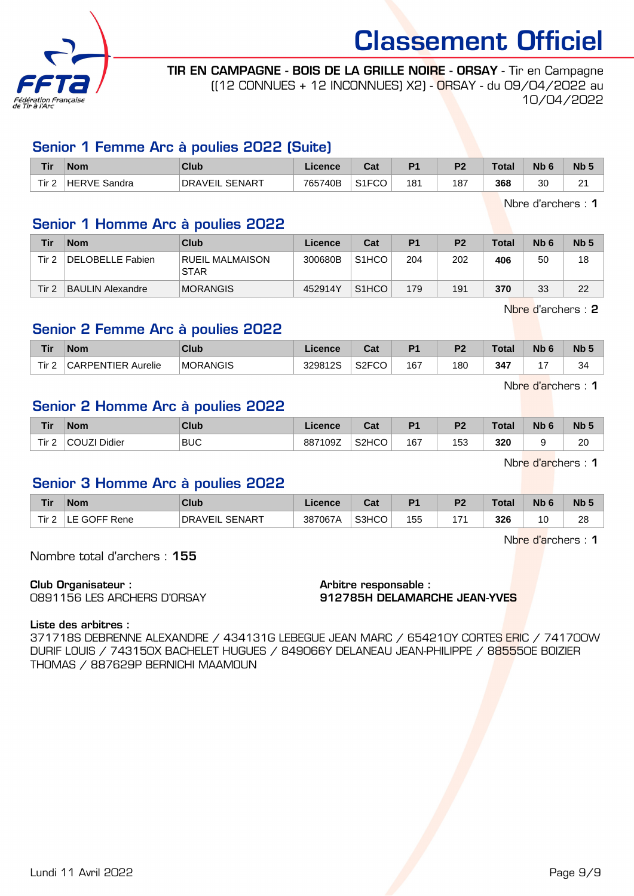# Classement Officiel

**TIR EN CAMPAGNE - BOIS DE LA GRILLE NOIRE - ORSAY** - Tir en Campagne ((12 CONNUES + 12 INCONNUES) X2) - ORSAY - du 09/04/2022 au 10/04/2022

## Senior 1 Femme Arc à poulies 2022 (Suite)

| Tir | Nom | Club | Licence | Cat | P1 | P2 | Total | Nb 6 | Nb 5 |
|---|---|---|---|---|---|---|---|---|---|
| Tir 2 | HERVE Sandra | DRAVEIL SENART | 765740B | S1FCO | 181 | 187 | **368** | 30 | 21 |

Nbre d'archers : **1**

## Senior 1 Homme Arc à poulies 2022

| Tir | Nom | Club | Licence | Cat | P1 | P2 | Total | Nb 6 | Nb 5 |
|---|---|---|---|---|---|---|---|---|---|
| Tir 2 | DELOBELLE Fabien | RUEIL MALMAISON STAR | 300680B | S1HCO | 204 | 202 | **406** | 50 | 18 |
| Tir 2 | BAULIN Alexandre | MORANGIS | 452914Y | S1HCO | 179 | 191 | **370** | 33 | 22 |

Nbre d'archers : **2**

## Senior 2 Femme Arc à poulies 2022

| Tir | Nom | Club | Licence | Cat | P1 | P2 | Total | Nb 6 | Nb 5 |
|---|---|---|---|---|---|---|---|---|---|
| Tir 2 | CARPENTIER Aurelie | MORANGIS | 329812S | S2FCO | 167 | 180 | **347** | 17 | 34 |

Nbre d'archers : **1**

## Senior 2 Homme Arc à poulies 2022

| Tir | Nom | Club | Licence | Cat | P1 | P2 | Total | Nb 6 | Nb 5 |
|---|---|---|---|---|---|---|---|---|---|
| Tir 2 | COUZI Didier | BUC | 887109Z | S2HCO | 167 | 153 | **320** | 9 | 20 |

Nbre d'archers : **1**

## Senior 3 Homme Arc à poulies 2022

| Tir | Nom | Club | Licence | Cat | P1 | P2 | Total | Nb 6 | Nb 5 |
|---|---|---|---|---|---|---|---|---|---|
| Tir 2 | LE GOFF Rene | DRAVEIL SENART | 387067A | S3HCO | 155 | 171 | **326** | 10 | 28 |

Nbre d'archers : **1**

Nombre total d'archers : **155**

**Club Organisateur :**
0891156 LES ARCHERS D'ORSAY

**Arbitre responsable :**
**912785H DELAMARCHE JEAN-YVES**

**Liste des arbitres :**
371718S DEBRENNE ALEXANDRE / 434131G LEBEGUE JEAN MARC / 654210Y CORTES ERIC / 741700W DURIF LOUIS / 743150X BACHELET HUGUES / 849066Y DELANEAU JEAN-PHILIPPE / 885550E BOIZIER THOMAS / 887629P BERNICHI MAAMOUN

Lundi 11 Avril 2022